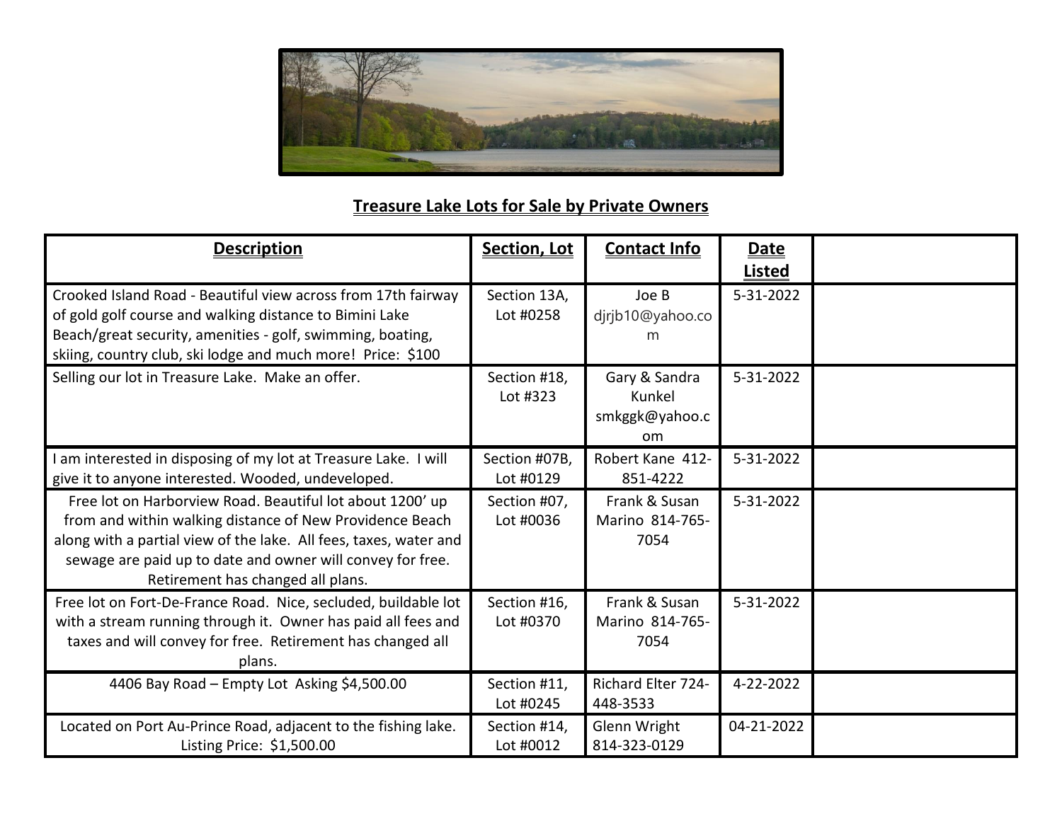## Treasure Lake Lots for Sale by Private Owners

| Description | Section, Lot | Contact Info | Date Listed | |
|---|---|---|---|---|
| Crooked Island Road - Beautiful view across from 17th fairway of gold golf course and walking distance to Bimini Lake Beach/great security, amenities - golf, swimming, boating, skiing, country club, ski lodge and much more! Price: $100 | Section 13A, Lot #0258 | Joe B djrjb10@yahoo.com | 5-31-2022 | |
| Selling our lot in Treasure Lake. Make an offer. | Section #18, Lot #323 | Gary & Sandra Kunkel smkggk@yahoo.com | 5-31-2022 | |
| I am interested in disposing of my lot at Treasure Lake. I will give it to anyone interested. Wooded, undeveloped. | Section #07B, Lot #0129 | Robert Kane 412-851-4222 | 5-31-2022 | |
| Free lot on Harborview Road. Beautiful lot about 1200' up from and within walking distance of New Providence Beach along with a partial view of the lake. All fees, taxes, water and sewage are paid up to date and owner will convey for free. Retirement has changed all plans. | Section #07, Lot #0036 | Frank & Susan Marino 814-765-7054 | 5-31-2022 | |
| Free lot on Fort-De-France Road. Nice, secluded, buildable lot with a stream running through it. Owner has paid all fees and taxes and will convey for free. Retirement has changed all plans. | Section #16, Lot #0370 | Frank & Susan Marino 814-765-7054 | 5-31-2022 | |
| 4406 Bay Road – Empty Lot Asking $4,500.00 | Section #11, Lot #0245 | Richard Elter 724-448-3533 | 4-22-2022 | |
| Located on Port Au-Prince Road, adjacent to the fishing lake. Listing Price: $1,500.00 | Section #14, Lot #0012 | Glenn Wright 814-323-0129 | 04-21-2022 | |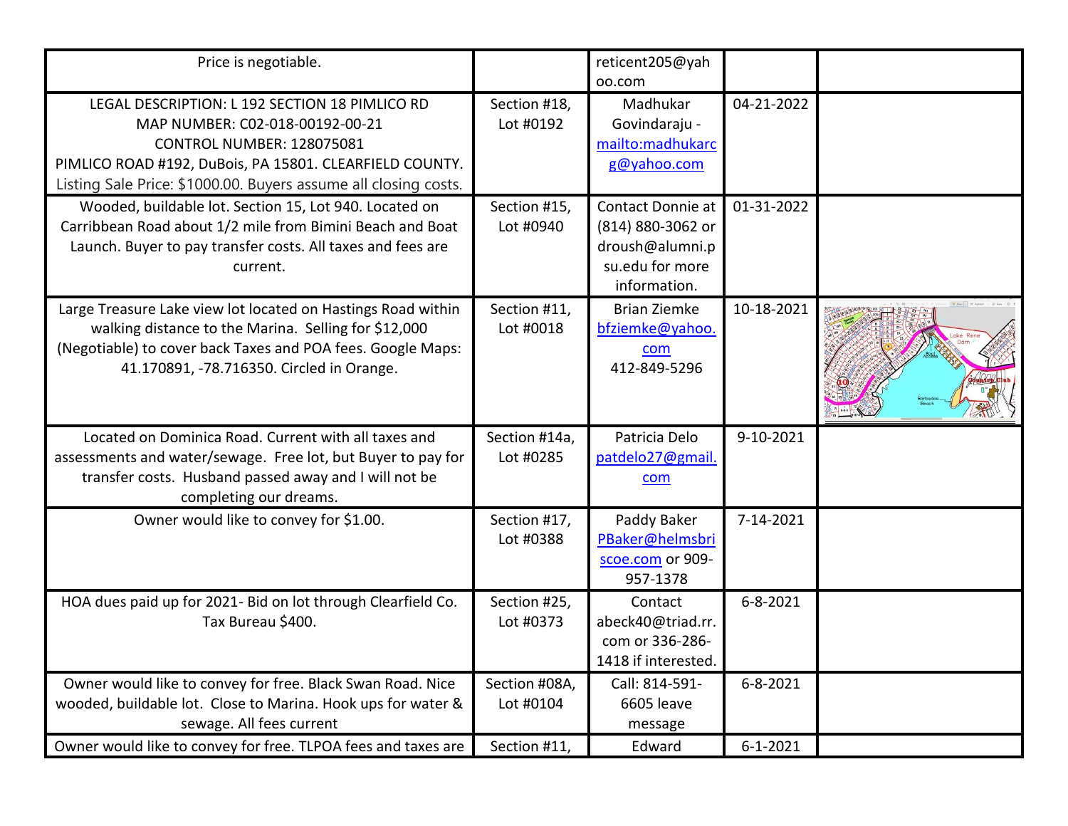| | | | | |
|---|---|---|---|---|
| Price is negotiable. | | reticent205@yahoo.com | | |
| LEGAL DESCRIPTION: L 192 SECTION 18 PIMLICO RD<br>MAP NUMBER: C02-018-00192-00-21<br>CONTROL NUMBER: 128075081<br>PIMLICO ROAD #192, DuBois, PA 15801. CLEARFIELD COUNTY.<br>Listing Sale Price: $1000.00. Buyers assume all closing costs. | Section #18, Lot #0192 | Madhukar Govindaraju - mailto:madhukarcg@yahoo.com | 04-21-2022 | |
| Wooded, buildable lot. Section 15, Lot 940. Located on Carribbean Road about 1/2 mile from Bimini Beach and Boat Launch. Buyer to pay transfer costs. All taxes and fees are current. | Section #15, Lot #0940 | Contact Donnie at (814) 880-3062 or droush@alumni.psu.edu for more information. | 01-31-2022 | |
| Large Treasure Lake view lot located on Hastings Road within walking distance to the Marina. Selling for $12,000 (Negotiable) to cover back Taxes and POA fees. Google Maps: 41.170891, -78.716350. Circled in Orange. | Section #11, Lot #0018 | Brian Ziemke bfziemke@yahoo.com 412-849-5296 | 10-18-2021 | |
| Located on Dominica Road. Current with all taxes and assessments and water/sewage. Free lot, but Buyer to pay for transfer costs. Husband passed away and I will not be completing our dreams. | Section #14a, Lot #0285 | Patricia Delo patdelo27@gmail.com | 9-10-2021 | |
| Owner would like to convey for $1.00. | Section #17, Lot #0388 | Paddy Baker PBaker@helmsbriscoe.com or 909-957-1378 | 7-14-2021 | |
| HOA dues paid up for 2021- Bid on lot through Clearfield Co. Tax Bureau $400. | Section #25, Lot #0373 | Contact abeck40@triad.rr.com or 336-286-1418 if interested. | 6-8-2021 | |
| Owner would like to convey for free. Black Swan Road. Nice wooded, buildable lot. Close to Marina. Hook ups for water & sewage. All fees current | Section #08A, Lot #0104 | Call: 814-591-6605 leave message | 6-8-2021 | |
| Owner would like to convey for free. TLPOA fees and taxes are | Section #11, | Edward | 6-1-2021 | |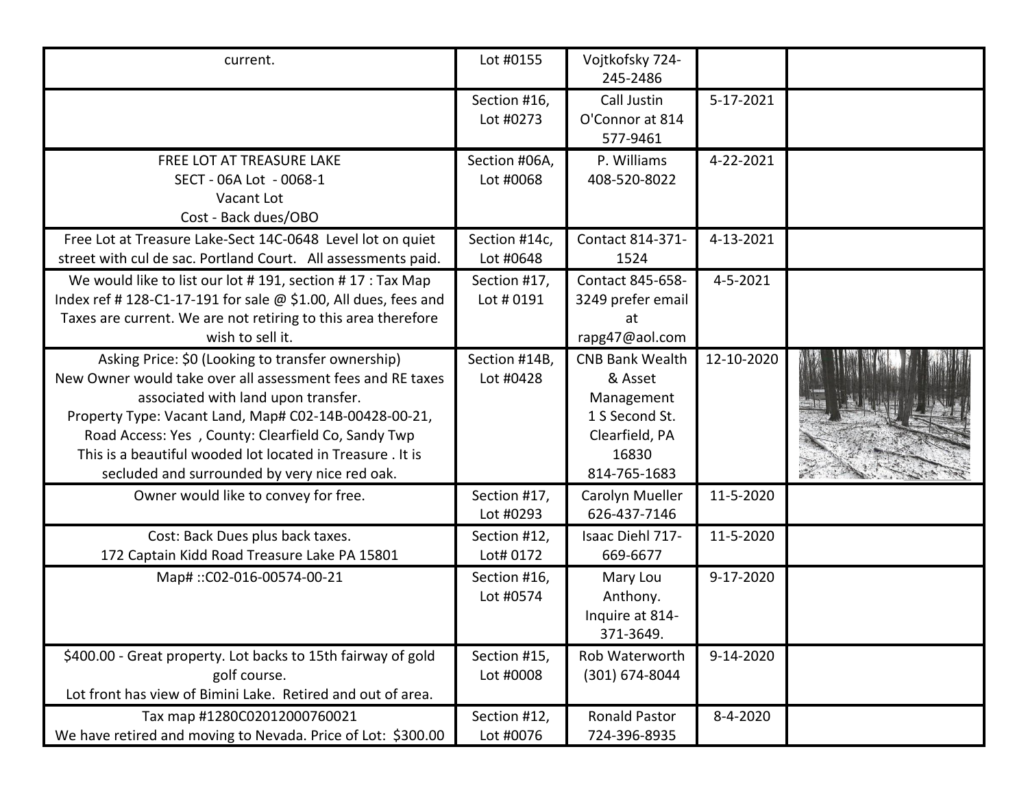| | | | | |
|---|---|---|---|---|
| current. | Lot #0155 | Vojtkofsky 724-245-2486 | | |
| | Section #16, Lot #0273 | Call Justin O'Connor at 814 577-9461 | 5-17-2021 | |
| FREE LOT AT TREASURE LAKE<br>SECT - 06A Lot - 0068-1<br>Vacant Lot<br>Cost - Back dues/OBO | Section #06A, Lot #0068 | P. Williams 408-520-8022 | 4-22-2021 | |
| Free Lot at Treasure Lake-Sect 14C-0648 Level lot on quiet street with cul de sac. Portland Court. All assessments paid. | Section #14c, Lot #0648 | Contact 814-371-1524 | 4-13-2021 | |
| We would like to list our lot # 191, section # 17 : Tax Map Index ref # 128-C1-17-191 for sale @ $1.00, All dues, fees and Taxes are current. We are not retiring to this area therefore wish to sell it. | Section #17, Lot # 0191 | Contact 845-658-3249 prefer email at rapg47@aol.com | 4-5-2021 | |
| Asking Price: $0 (Looking to transfer ownership)<br>New Owner would take over all assessment fees and RE taxes associated with land upon transfer.<br>Property Type: Vacant Land, Map# C02-14B-00428-00-21, Road Access: Yes , County: Clearfield Co, Sandy Twp<br>This is a beautiful wooded lot located in Treasure . It is secluded and surrounded by very nice red oak. | Section #14B, Lot #0428 | CNB Bank Wealth & Asset Management<br>1 S Second St.<br>Clearfield, PA 16830<br>814-765-1683 | 12-10-2020 | |
| Owner would like to convey for free. | Section #17, Lot #0293 | Carolyn Mueller 626-437-7146 | 11-5-2020 | |
| Cost: Back Dues plus back taxes.<br>172 Captain Kidd Road Treasure Lake PA 15801 | Section #12, Lot# 0172 | Isaac Diehl 717-669-6677 | 11-5-2020 | |
| Map# ::C02-016-00574-00-21 | Section #16, Lot #0574 | Mary Lou Anthony.<br>Inquire at 814-371-3649. | 9-17-2020 | |
| $400.00 - Great property. Lot backs to 15th fairway of gold golf course.<br>Lot front has view of Bimini Lake. Retired and out of area. | Section #15, Lot #0008 | Rob Waterworth (301) 674-8044 | 9-14-2020 | |
| Tax map #1280C02012000760021<br>We have retired and moving to Nevada. Price of Lot: $300.00 | Section #12, Lot #0076 | Ronald Pastor 724-396-8935 | 8-4-2020 | |